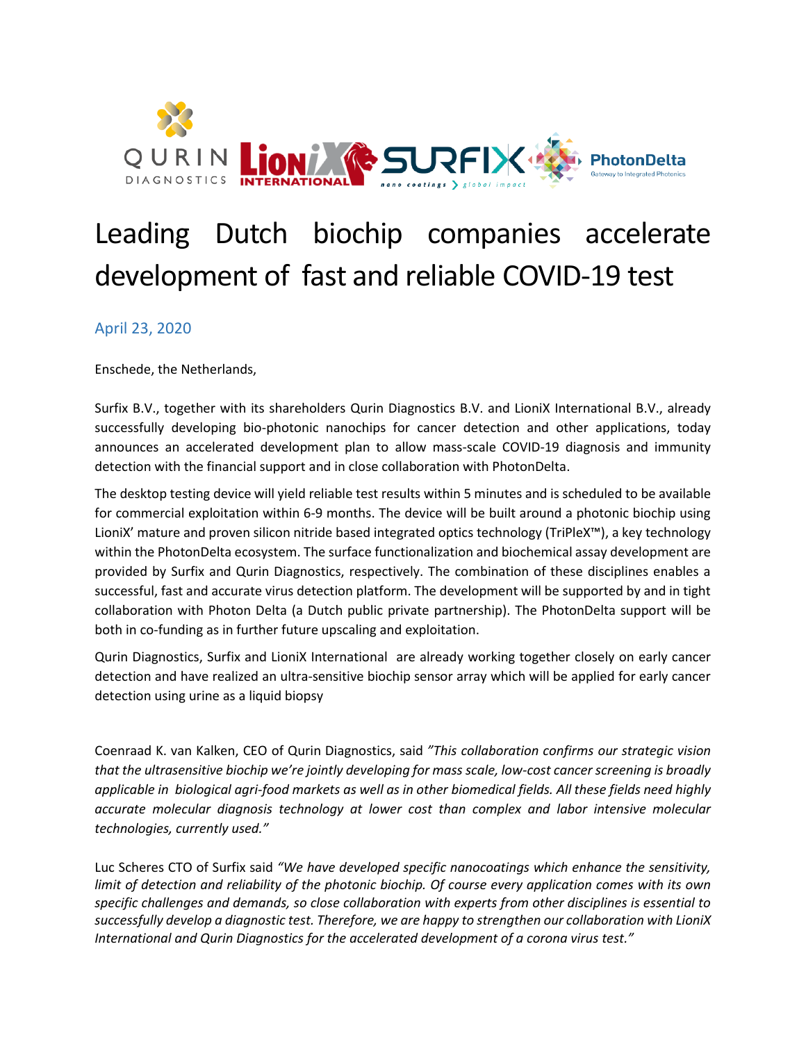# Leading Dutch biochip companies accelerate development of fast and reliable COVID-19 test

April 23, 2020

Enschede, the Netherlands,

Surfix B.V., together with its shareholders Qurin Diagnostics B.V. and LioniX International B.V., already successfully developing bio-photonic nanochips for cancer detection and other applications, today announces an accelerated development plan to allow mass-scale COVID-19 diagnosis and immunity detection with the financial support and in close collaboration with PhotonDelta.

The desktop testing device will yield reliable test results within 5 minutes and is scheduled to be available for commercial exploitation within 6-9 months. The device will be built around a photonic biochip using LioniX' mature and proven silicon nitride based integrated optics technology (TriPleX™), a key technology within the PhotonDelta ecosystem. The surface functionalization and biochemical assay development are provided by Surfix and Qurin Diagnostics, respectively. The combination of these disciplines enables a successful, fast and accurate virus detection platform. The development will be supported by and in tight collaboration with Photon Delta (a Dutch public private partnership). The PhotonDelta support will be both in co-funding as in further future upscaling and exploitation.

Qurin Diagnostics, Surfix and LioniX International are already working together closely on early cancer detection and have realized an ultra-sensitive biochip sensor array which will be applied for early cancer detection using urine as a liquid biopsy

Coenraad K. van Kalken, CEO of Qurin Diagnostics, said *"This collaboration confirms our strategic vision that the ultrasensitive biochip we're jointly developing for mass scale, low-cost cancer screening is broadly applicable in biological agri-food markets as well as in other biomedical fields. All these fields need highly accurate molecular diagnosis technology at lower cost than complex and labor intensive molecular technologies, currently used."*

Luc Scheres CTO of Surfix said *"We have developed specific nanocoatings which enhance the sensitivity, limit of detection and reliability of the photonic biochip. Of course every application comes with its own specific challenges and demands, so close collaboration with experts from other disciplines is essential to successfully develop a diagnostic test. Therefore, we are happy to strengthen our collaboration with LioniX International and Qurin Diagnostics for the accelerated development of a corona virus test."*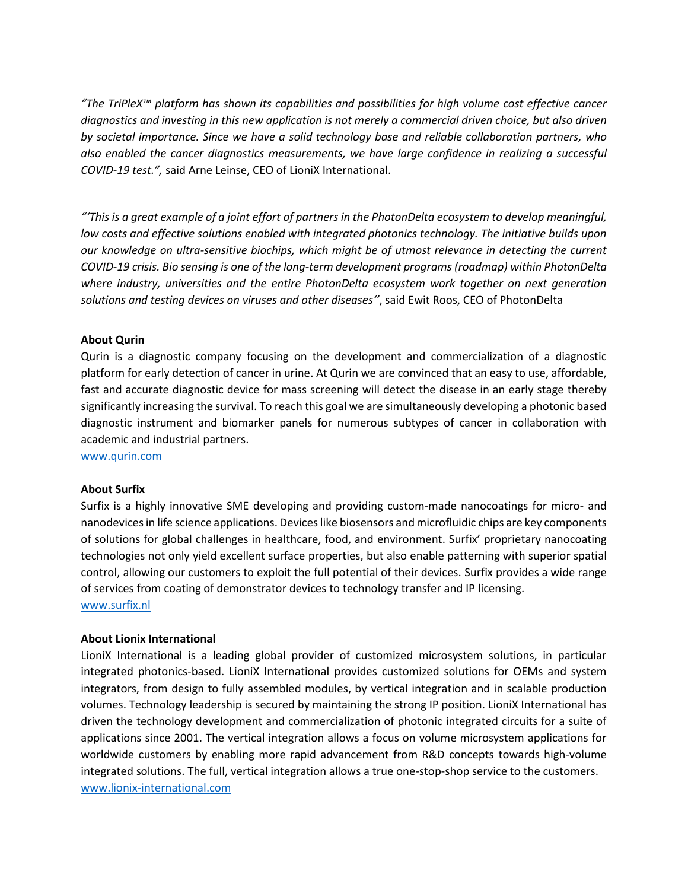*"The TriPleX™ platform has shown its capabilities and possibilities for high volume cost effective cancer diagnostics and investing in this new application is not merely a commercial driven choice, but also driven by societal importance. Since we have a solid technology base and reliable collaboration partners, who also enabled the cancer diagnostics measurements, we have large confidence in realizing a successful COVID-19 test.",* said Arne Leinse, CEO of LioniX International.

*"'This is a great example of a joint effort of partners in the PhotonDelta ecosystem to develop meaningful, low costs and effective solutions enabled with integrated photonics technology. The initiative builds upon our knowledge on ultra-sensitive biochips, which might be of utmost relevance in detecting the current COVID-19 crisis. Bio sensing is one of the long-term development programs (roadmap) within PhotonDelta where industry, universities and the entire PhotonDelta ecosystem work together on next generation solutions and testing devices on viruses and other diseases'"*, said Ewit Roos, CEO of PhotonDelta

**About Qurin**

Qurin is a diagnostic company focusing on the development and commercialization of a diagnostic platform for early detection of cancer in urine. At Qurin we are convinced that an easy to use, affordable, fast and accurate diagnostic device for mass screening will detect the disease in an early stage thereby significantly increasing the survival. To reach this goal we are simultaneously developing a photonic based diagnostic instrument and biomarker panels for numerous subtypes of cancer in collaboration with academic and industrial partners.
www.qurin.com

**About Surfix**

Surfix is a highly innovative SME developing and providing custom-made nanocoatings for micro- and nanodevices in life science applications. Devices like biosensors and microfluidic chips are key components of solutions for global challenges in healthcare, food, and environment. Surfix' proprietary nanocoating technologies not only yield excellent surface properties, but also enable patterning with superior spatial control, allowing our customers to exploit the full potential of their devices. Surfix provides a wide range of services from coating of demonstrator devices to technology transfer and IP licensing.
www.surfix.nl

**About Lionix International**

LioniX International is a leading global provider of customized microsystem solutions, in particular integrated photonics-based. LioniX International provides customized solutions for OEMs and system integrators, from design to fully assembled modules, by vertical integration and in scalable production volumes. Technology leadership is secured by maintaining the strong IP position. LioniX International has driven the technology development and commercialization of photonic integrated circuits for a suite of applications since 2001. The vertical integration allows a focus on volume microsystem applications for worldwide customers by enabling more rapid advancement from R&D concepts towards high-volume integrated solutions. The full, vertical integration allows a true one-stop-shop service to the customers.
www.lionix-international.com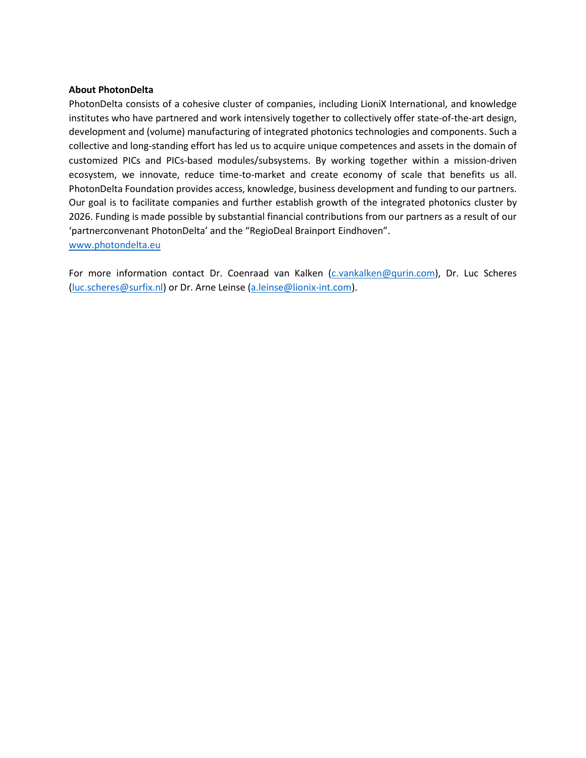**About PhotonDelta**

PhotonDelta consists of a cohesive cluster of companies, including LioniX International, and knowledge institutes who have partnered and work intensively together to collectively offer state-of-the-art design, development and (volume) manufacturing of integrated photonics technologies and components. Such a collective and long-standing effort has led us to acquire unique competences and assets in the domain of customized PICs and PICs-based modules/subsystems. By working together within a mission-driven ecosystem, we innovate, reduce time-to-market and create economy of scale that benefits us all. PhotonDelta Foundation provides access, knowledge, business development and funding to our partners. Our goal is to facilitate companies and further establish growth of the integrated photonics cluster by 2026. Funding is made possible by substantial financial contributions from our partners as a result of our 'partnerconvenant PhotonDelta' and the "RegioDeal Brainport Eindhoven".
[www.photondelta.eu](http://www.photondelta.eu)

For more information contact Dr. Coenraad van Kalken ([c.vankalken@qurin.com](mailto:c.vankalken@qurin.com)), Dr. Luc Scheres ([luc.scheres@surfix.nl](mailto:luc.scheres@surfix.nl)) or Dr. Arne Leinse ([a.leinse@lionix-int.com](mailto:a.leinse@lionix-int.com)).